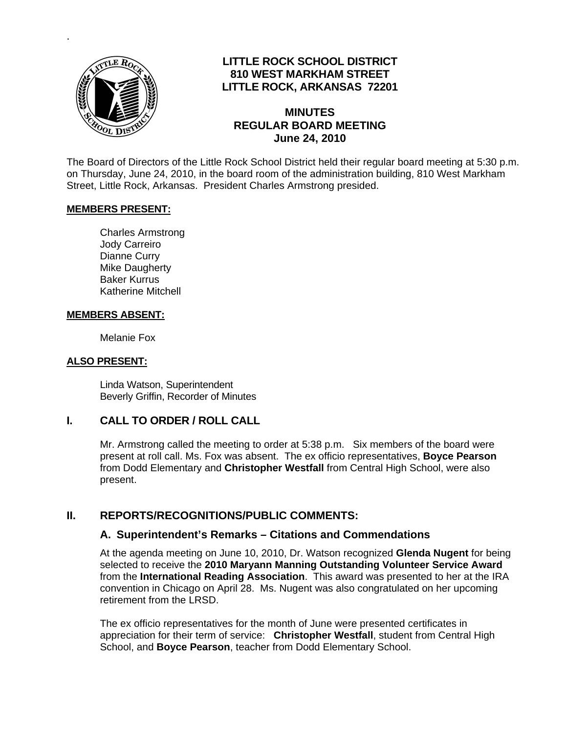# LITTLE ROCK SCHOOL DISTRICT
## 810 WEST MARKHAM STREET
## LITTLE ROCK, ARKANSAS 72201

## MINUTES
## REGULAR BOARD MEETING
## June 24, 2010

The Board of Directors of the Little Rock School District held their regular board meeting at 5:30 p.m. on Thursday, June 24, 2010, in the board room of the administration building, 810 West Markham Street, Little Rock, Arkansas. President Charles Armstrong presided.

**MEMBERS PRESENT:**

Charles Armstrong
Jody Carreiro
Dianne Curry
Mike Daugherty
Baker Kurrus
Katherine Mitchell

**MEMBERS ABSENT:**

Melanie Fox

**ALSO PRESENT:**

Linda Watson, Superintendent
Beverly Griffin, Recorder of Minutes

## I. CALL TO ORDER / ROLL CALL

Mr. Armstrong called the meeting to order at 5:38 p.m. Six members of the board were present at roll call. Ms. Fox was absent. The ex officio representatives, **Boyce Pearson** from Dodd Elementary and **Christopher Westfall** from Central High School, were also present.

## II. REPORTS/RECOGNITIONS/PUBLIC COMMENTS:

### A. Superintendent's Remarks – Citations and Commendations

At the agenda meeting on June 10, 2010, Dr. Watson recognized **Glenda Nugent** for being selected to receive the **2010 Maryann Manning Outstanding Volunteer Service Award** from the **International Reading Association**. This award was presented to her at the IRA convention in Chicago on April 28. Ms. Nugent was also congratulated on her upcoming retirement from the LRSD.

The ex officio representatives for the month of June were presented certificates in appreciation for their term of service: **Christopher Westfall**, student from Central High School, and **Boyce Pearson**, teacher from Dodd Elementary School.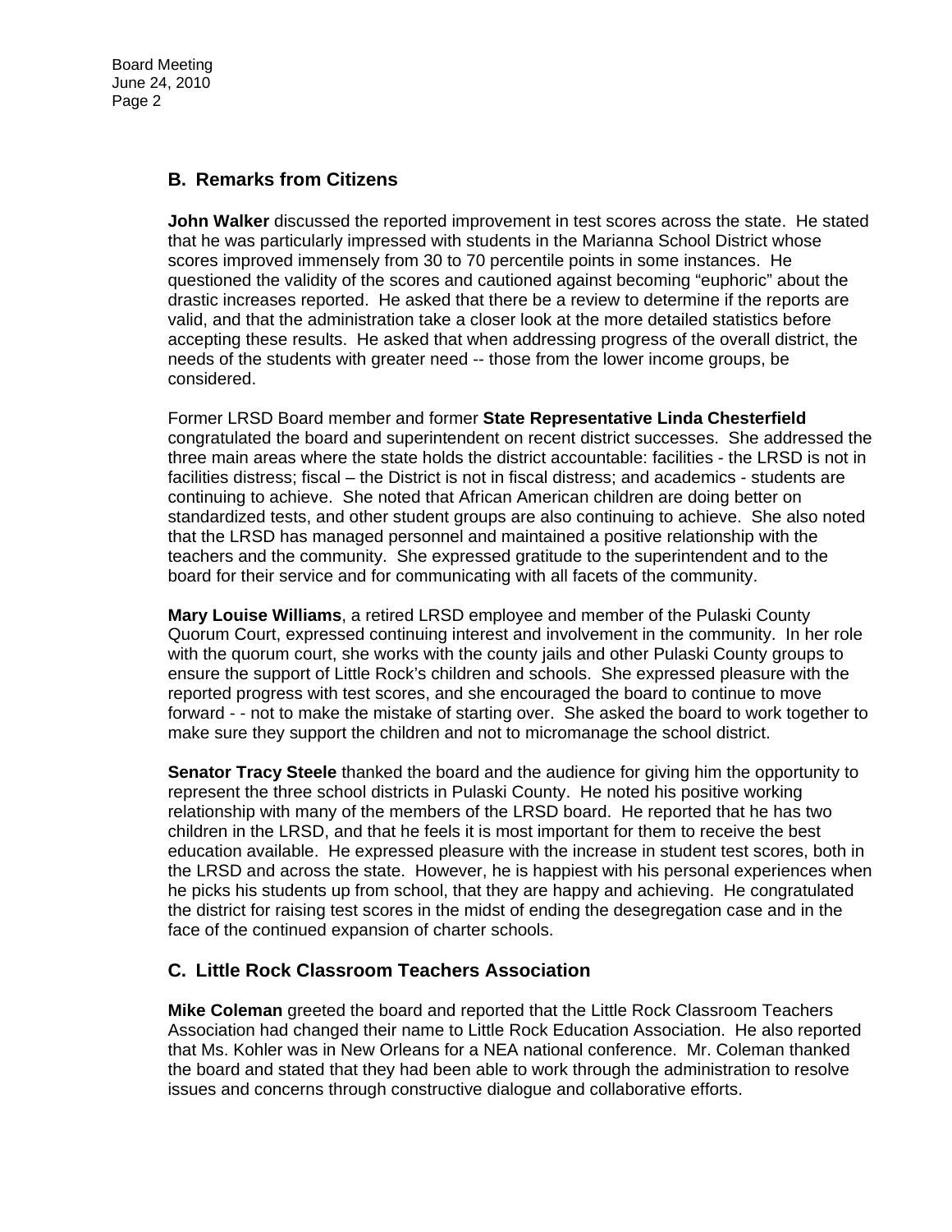## B. Remarks from Citizens

**John Walker** discussed the reported improvement in test scores across the state. He stated that he was particularly impressed with students in the Marianna School District whose scores improved immensely from 30 to 70 percentile points in some instances. He questioned the validity of the scores and cautioned against becoming "euphoric" about the drastic increases reported. He asked that there be a review to determine if the reports are valid, and that the administration take a closer look at the more detailed statistics before accepting these results. He asked that when addressing progress of the overall district, the needs of the students with greater need -- those from the lower income groups, be considered.

Former LRSD Board member and former **State Representative Linda Chesterfield** congratulated the board and superintendent on recent district successes. She addressed the three main areas where the state holds the district accountable: facilities - the LRSD is not in facilities distress; fiscal – the District is not in fiscal distress; and academics - students are continuing to achieve. She noted that African American children are doing better on standardized tests, and other student groups are also continuing to achieve. She also noted that the LRSD has managed personnel and maintained a positive relationship with the teachers and the community. She expressed gratitude to the superintendent and to the board for their service and for communicating with all facets of the community.

**Mary Louise Williams**, a retired LRSD employee and member of the Pulaski County Quorum Court, expressed continuing interest and involvement in the community. In her role with the quorum court, she works with the county jails and other Pulaski County groups to ensure the support of Little Rock's children and schools. She expressed pleasure with the reported progress with test scores, and she encouraged the board to continue to move forward - - not to make the mistake of starting over. She asked the board to work together to make sure they support the children and not to micromanage the school district.

**Senator Tracy Steele** thanked the board and the audience for giving him the opportunity to represent the three school districts in Pulaski County. He noted his positive working relationship with many of the members of the LRSD board. He reported that he has two children in the LRSD, and that he feels it is most important for them to receive the best education available. He expressed pleasure with the increase in student test scores, both in the LRSD and across the state. However, he is happiest with his personal experiences when he picks his students up from school, that they are happy and achieving. He congratulated the district for raising test scores in the midst of ending the desegregation case and in the face of the continued expansion of charter schools.

## C. Little Rock Classroom Teachers Association

**Mike Coleman** greeted the board and reported that the Little Rock Classroom Teachers Association had changed their name to Little Rock Education Association. He also reported that Ms. Kohler was in New Orleans for a NEA national conference. Mr. Coleman thanked the board and stated that they had been able to work through the administration to resolve issues and concerns through constructive dialogue and collaborative efforts.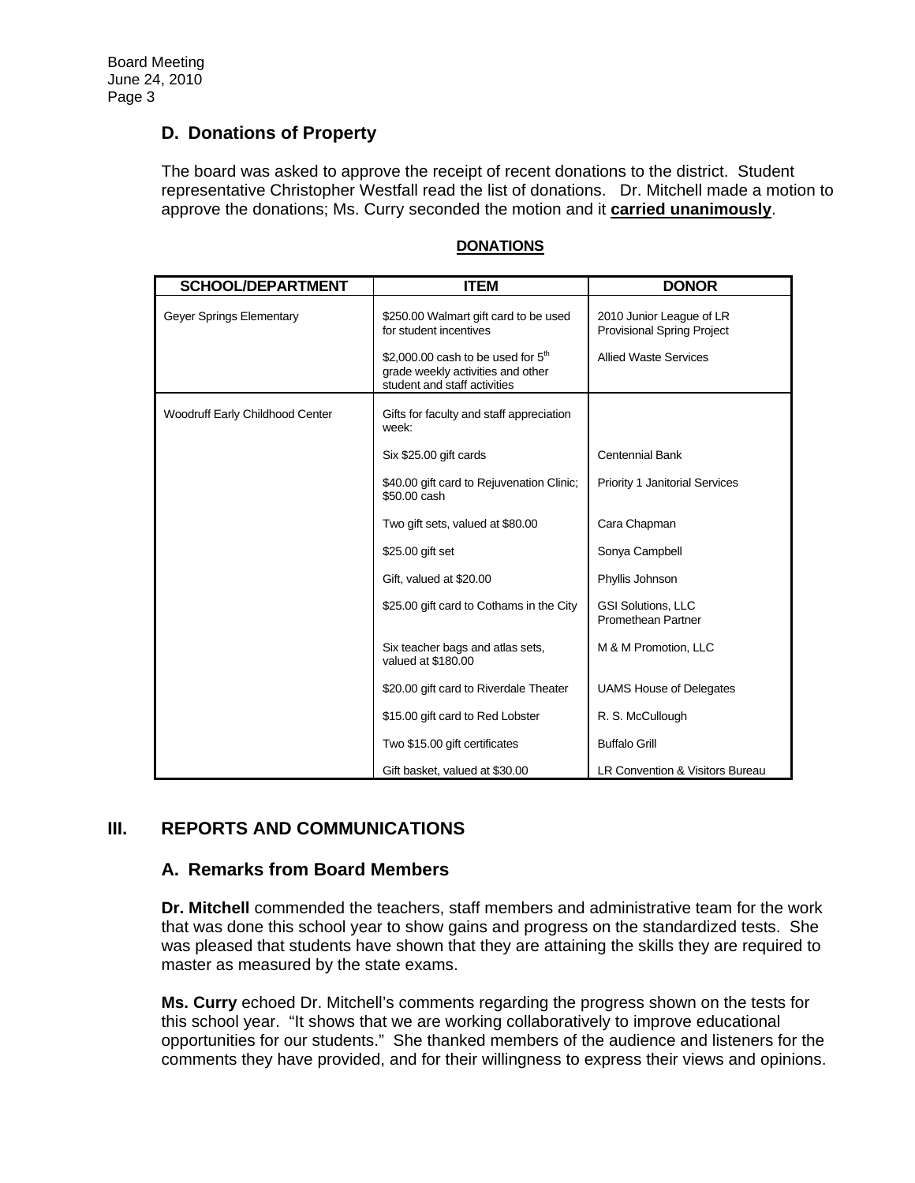## D. Donations of Property

The board was asked to approve the receipt of recent donations to the district. Student representative Christopher Westfall read the list of donations. Dr. Mitchell made a motion to approve the donations; Ms. Curry seconded the motion and it **carried unanimously**.

**DONATIONS**

| SCHOOL/DEPARTMENT | ITEM | DONOR |
|---|---|---|
| Geyer Springs Elementary | $250.00 Walmart gift card to be used for student incentives | 2010 Junior League of LR Provisional Spring Project |
| | $2,000.00 cash to be used for 5th grade weekly activities and other student and staff activities | Allied Waste Services |
| Woodruff Early Childhood Center | Gifts for faculty and staff appreciation week: | |
| | Six $25.00 gift cards | Centennial Bank |
| | $40.00 gift card to Rejuvenation Clinic; $50.00 cash | Priority 1 Janitorial Services |
| | Two gift sets, valued at $80.00 | Cara Chapman |
| | $25.00 gift set | Sonya Campbell |
| | Gift, valued at $20.00 | Phyllis Johnson |
| | $25.00 gift card to Cothams in the City | GSI Solutions, LLC Promethean Partner |
| | Six teacher bags and atlas sets, valued at $180.00 | M & M Promotion, LLC |
| | $20.00 gift card to Riverdale Theater | UAMS House of Delegates |
| | $15.00 gift card to Red Lobster | R. S. McCullough |
| | Two $15.00 gift certificates | Buffalo Grill |
| | Gift basket, valued at $30.00 | LR Convention & Visitors Bureau |

# III. REPORTS AND COMMUNICATIONS

## A. Remarks from Board Members

**Dr. Mitchell** commended the teachers, staff members and administrative team for the work that was done this school year to show gains and progress on the standardized tests. She was pleased that students have shown that they are attaining the skills they are required to master as measured by the state exams.

**Ms. Curry** echoed Dr. Mitchell's comments regarding the progress shown on the tests for this school year. "It shows that we are working collaboratively to improve educational opportunities for our students." She thanked members of the audience and listeners for the comments they have provided, and for their willingness to express their views and opinions.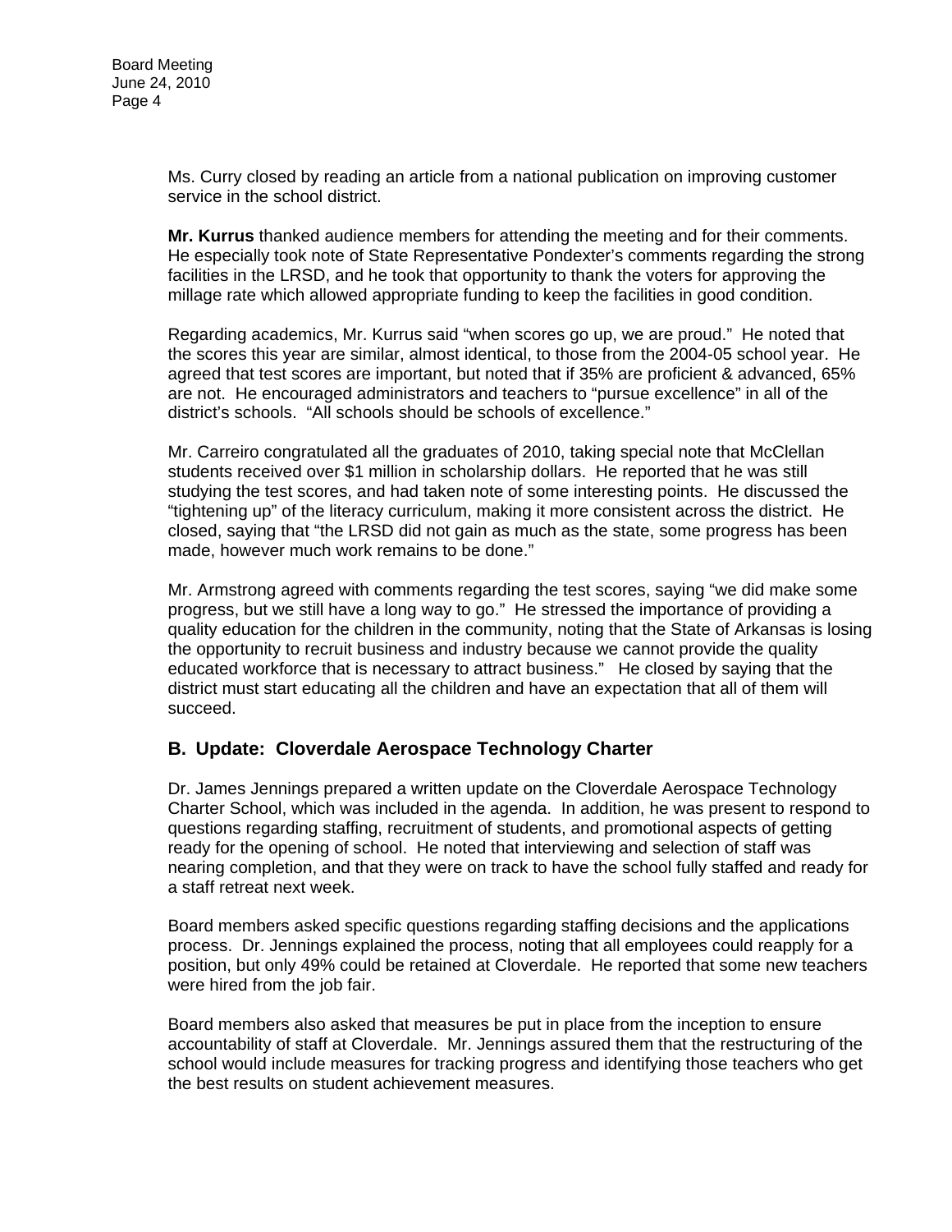Ms. Curry closed by reading an article from a national publication on improving customer service in the school district.

**Mr. Kurrus** thanked audience members for attending the meeting and for their comments. He especially took note of State Representative Pondexter's comments regarding the strong facilities in the LRSD, and he took that opportunity to thank the voters for approving the millage rate which allowed appropriate funding to keep the facilities in good condition.

Regarding academics, Mr. Kurrus said "when scores go up, we are proud." He noted that the scores this year are similar, almost identical, to those from the 2004-05 school year. He agreed that test scores are important, but noted that if 35% are proficient & advanced, 65% are not. He encouraged administrators and teachers to "pursue excellence" in all of the district's schools. "All schools should be schools of excellence."

Mr. Carreiro congratulated all the graduates of 2010, taking special note that McClellan students received over $1 million in scholarship dollars. He reported that he was still studying the test scores, and had taken note of some interesting points. He discussed the "tightening up" of the literacy curriculum, making it more consistent across the district. He closed, saying that "the LRSD did not gain as much as the state, some progress has been made, however much work remains to be done."

Mr. Armstrong agreed with comments regarding the test scores, saying "we did make some progress, but we still have a long way to go." He stressed the importance of providing a quality education for the children in the community, noting that the State of Arkansas is losing the opportunity to recruit business and industry because we cannot provide the quality educated workforce that is necessary to attract business." He closed by saying that the district must start educating all the children and have an expectation that all of them will succeed.

## B. Update: Cloverdale Aerospace Technology Charter

Dr. James Jennings prepared a written update on the Cloverdale Aerospace Technology Charter School, which was included in the agenda. In addition, he was present to respond to questions regarding staffing, recruitment of students, and promotional aspects of getting ready for the opening of school. He noted that interviewing and selection of staff was nearing completion, and that they were on track to have the school fully staffed and ready for a staff retreat next week.

Board members asked specific questions regarding staffing decisions and the applications process. Dr. Jennings explained the process, noting that all employees could reapply for a position, but only 49% could be retained at Cloverdale. He reported that some new teachers were hired from the job fair.

Board members also asked that measures be put in place from the inception to ensure accountability of staff at Cloverdale. Mr. Jennings assured them that the restructuring of the school would include measures for tracking progress and identifying those teachers who get the best results on student achievement measures.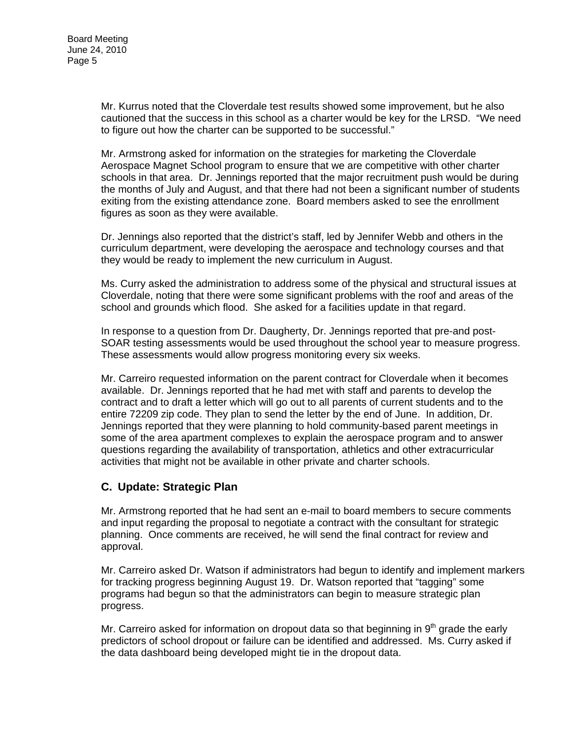Mr. Kurrus noted that the Cloverdale test results showed some improvement, but he also cautioned that the success in this school as a charter would be key for the LRSD. "We need to figure out how the charter can be supported to be successful."

Mr. Armstrong asked for information on the strategies for marketing the Cloverdale Aerospace Magnet School program to ensure that we are competitive with other charter schools in that area. Dr. Jennings reported that the major recruitment push would be during the months of July and August, and that there had not been a significant number of students exiting from the existing attendance zone. Board members asked to see the enrollment figures as soon as they were available.

Dr. Jennings also reported that the district's staff, led by Jennifer Webb and others in the curriculum department, were developing the aerospace and technology courses and that they would be ready to implement the new curriculum in August.

Ms. Curry asked the administration to address some of the physical and structural issues at Cloverdale, noting that there were some significant problems with the roof and areas of the school and grounds which flood. She asked for a facilities update in that regard.

In response to a question from Dr. Daugherty, Dr. Jennings reported that pre-and post-SOAR testing assessments would be used throughout the school year to measure progress. These assessments would allow progress monitoring every six weeks.

Mr. Carreiro requested information on the parent contract for Cloverdale when it becomes available. Dr. Jennings reported that he had met with staff and parents to develop the contract and to draft a letter which will go out to all parents of current students and to the entire 72209 zip code. They plan to send the letter by the end of June. In addition, Dr. Jennings reported that they were planning to hold community-based parent meetings in some of the area apartment complexes to explain the aerospace program and to answer questions regarding the availability of transportation, athletics and other extracurricular activities that might not be available in other private and charter schools.

## C. Update: Strategic Plan

Mr. Armstrong reported that he had sent an e-mail to board members to secure comments and input regarding the proposal to negotiate a contract with the consultant for strategic planning. Once comments are received, he will send the final contract for review and approval.

Mr. Carreiro asked Dr. Watson if administrators had begun to identify and implement markers for tracking progress beginning August 19. Dr. Watson reported that "tagging" some programs had begun so that the administrators can begin to measure strategic plan progress.

Mr. Carreiro asked for information on dropout data so that beginning in 9th grade the early predictors of school dropout or failure can be identified and addressed. Ms. Curry asked if the data dashboard being developed might tie in the dropout data.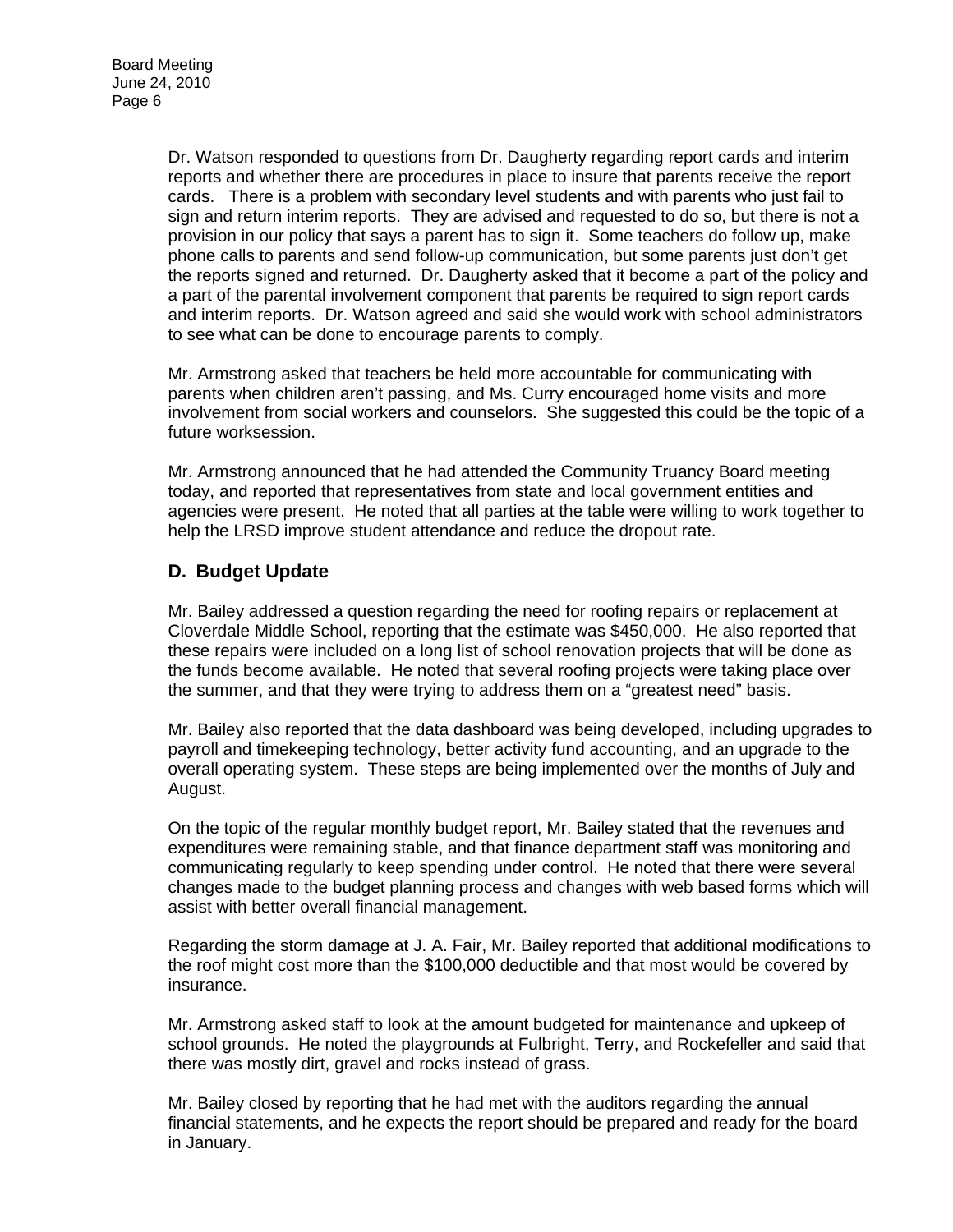Dr. Watson responded to questions from Dr. Daugherty regarding report cards and interim reports and whether there are procedures in place to insure that parents receive the report cards. There is a problem with secondary level students and with parents who just fail to sign and return interim reports. They are advised and requested to do so, but there is not a provision in our policy that says a parent has to sign it. Some teachers do follow up, make phone calls to parents and send follow-up communication, but some parents just don't get the reports signed and returned. Dr. Daugherty asked that it become a part of the policy and a part of the parental involvement component that parents be required to sign report cards and interim reports. Dr. Watson agreed and said she would work with school administrators to see what can be done to encourage parents to comply.

Mr. Armstrong asked that teachers be held more accountable for communicating with parents when children aren't passing, and Ms. Curry encouraged home visits and more involvement from social workers and counselors. She suggested this could be the topic of a future worksession.

Mr. Armstrong announced that he had attended the Community Truancy Board meeting today, and reported that representatives from state and local government entities and agencies were present. He noted that all parties at the table were willing to work together to help the LRSD improve student attendance and reduce the dropout rate.

## D. Budget Update

Mr. Bailey addressed a question regarding the need for roofing repairs or replacement at Cloverdale Middle School, reporting that the estimate was $450,000. He also reported that these repairs were included on a long list of school renovation projects that will be done as the funds become available. He noted that several roofing projects were taking place over the summer, and that they were trying to address them on a "greatest need" basis.

Mr. Bailey also reported that the data dashboard was being developed, including upgrades to payroll and timekeeping technology, better activity fund accounting, and an upgrade to the overall operating system. These steps are being implemented over the months of July and August.

On the topic of the regular monthly budget report, Mr. Bailey stated that the revenues and expenditures were remaining stable, and that finance department staff was monitoring and communicating regularly to keep spending under control. He noted that there were several changes made to the budget planning process and changes with web based forms which will assist with better overall financial management.

Regarding the storm damage at J. A. Fair, Mr. Bailey reported that additional modifications to the roof might cost more than the $100,000 deductible and that most would be covered by insurance.

Mr. Armstrong asked staff to look at the amount budgeted for maintenance and upkeep of school grounds. He noted the playgrounds at Fulbright, Terry, and Rockefeller and said that there was mostly dirt, gravel and rocks instead of grass.

Mr. Bailey closed by reporting that he had met with the auditors regarding the annual financial statements, and he expects the report should be prepared and ready for the board in January.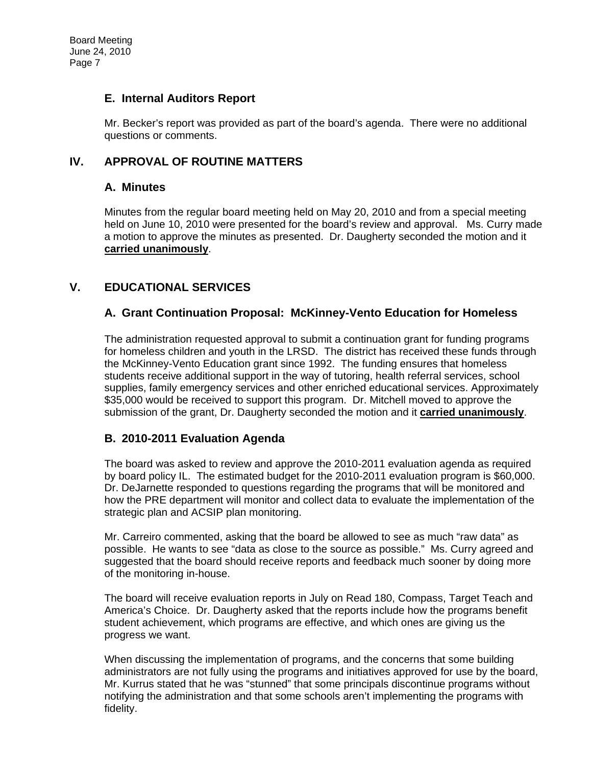### E. Internal Auditors Report

Mr. Becker's report was provided as part of the board's agenda. There were no additional questions or comments.

## IV. APPROVAL OF ROUTINE MATTERS

### A. Minutes

Minutes from the regular board meeting held on May 20, 2010 and from a special meeting held on June 10, 2010 were presented for the board's review and approval. Ms. Curry made a motion to approve the minutes as presented. Dr. Daugherty seconded the motion and it **carried unanimously**.

## V. EDUCATIONAL SERVICES

### A. Grant Continuation Proposal: McKinney-Vento Education for Homeless

The administration requested approval to submit a continuation grant for funding programs for homeless children and youth in the LRSD. The district has received these funds through the McKinney-Vento Education grant since 1992. The funding ensures that homeless students receive additional support in the way of tutoring, health referral services, school supplies, family emergency services and other enriched educational services. Approximately $35,000 would be received to support this program. Dr. Mitchell moved to approve the submission of the grant, Dr. Daugherty seconded the motion and it **carried unanimously**.

### B. 2010-2011 Evaluation Agenda

The board was asked to review and approve the 2010-2011 evaluation agenda as required by board policy IL. The estimated budget for the 2010-2011 evaluation program is $60,000. Dr. DeJarnette responded to questions regarding the programs that will be monitored and how the PRE department will monitor and collect data to evaluate the implementation of the strategic plan and ACSIP plan monitoring.

Mr. Carreiro commented, asking that the board be allowed to see as much "raw data" as possible. He wants to see "data as close to the source as possible." Ms. Curry agreed and suggested that the board should receive reports and feedback much sooner by doing more of the monitoring in-house.

The board will receive evaluation reports in July on Read 180, Compass, Target Teach and America's Choice. Dr. Daugherty asked that the reports include how the programs benefit student achievement, which programs are effective, and which ones are giving us the progress we want.

When discussing the implementation of programs, and the concerns that some building administrators are not fully using the programs and initiatives approved for use by the board, Mr. Kurrus stated that he was "stunned" that some principals discontinue programs without notifying the administration and that some schools aren't implementing the programs with fidelity.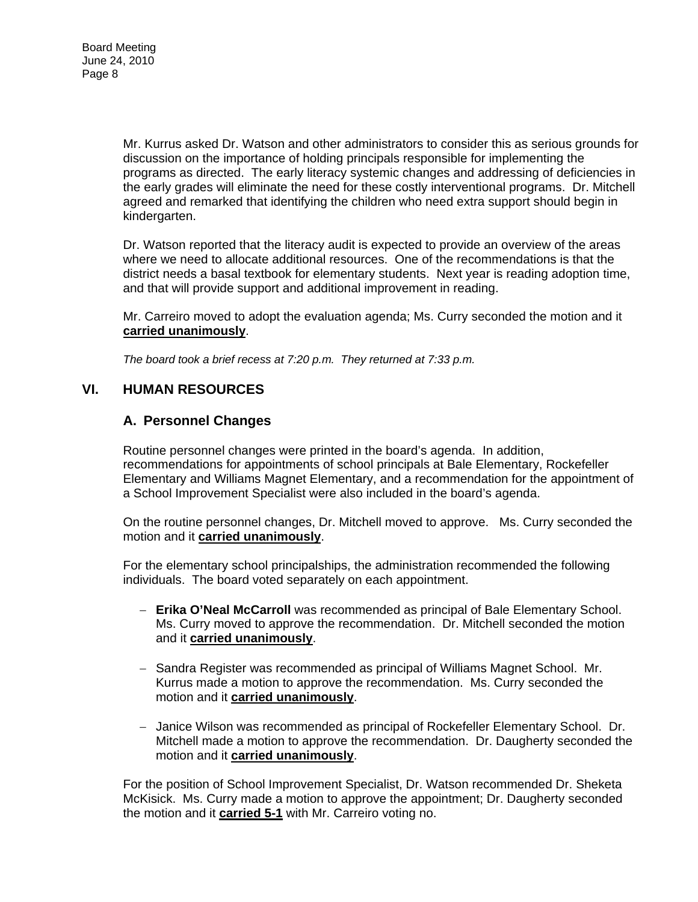Mr. Kurrus asked Dr. Watson and other administrators to consider this as serious grounds for discussion on the importance of holding principals responsible for implementing the programs as directed. The early literacy systemic changes and addressing of deficiencies in the early grades will eliminate the need for these costly interventional programs. Dr. Mitchell agreed and remarked that identifying the children who need extra support should begin in kindergarten.

Dr. Watson reported that the literacy audit is expected to provide an overview of the areas where we need to allocate additional resources. One of the recommendations is that the district needs a basal textbook for elementary students. Next year is reading adoption time, and that will provide support and additional improvement in reading.

Mr. Carreiro moved to adopt the evaluation agenda; Ms. Curry seconded the motion and it **carried unanimously**.

*The board took a brief recess at 7:20 p.m. They returned at 7:33 p.m.*

## VI. HUMAN RESOURCES

### A. Personnel Changes

Routine personnel changes were printed in the board's agenda. In addition, recommendations for appointments of school principals at Bale Elementary, Rockefeller Elementary and Williams Magnet Elementary, and a recommendation for the appointment of a School Improvement Specialist were also included in the board's agenda.

On the routine personnel changes, Dr. Mitchell moved to approve. Ms. Curry seconded the motion and it **carried unanimously**.

For the elementary school principalships, the administration recommended the following individuals. The board voted separately on each appointment.

- **Erika O'Neal McCarroll** was recommended as principal of Bale Elementary School. Ms. Curry moved to approve the recommendation. Dr. Mitchell seconded the motion and it **carried unanimously**.
- Sandra Register was recommended as principal of Williams Magnet School. Mr. Kurrus made a motion to approve the recommendation. Ms. Curry seconded the motion and it **carried unanimously**.
- Janice Wilson was recommended as principal of Rockefeller Elementary School. Dr. Mitchell made a motion to approve the recommendation. Dr. Daugherty seconded the motion and it **carried unanimously**.

For the position of School Improvement Specialist, Dr. Watson recommended Dr. Sheketa McKisick. Ms. Curry made a motion to approve the appointment; Dr. Daugherty seconded the motion and it **carried 5-1** with Mr. Carreiro voting no.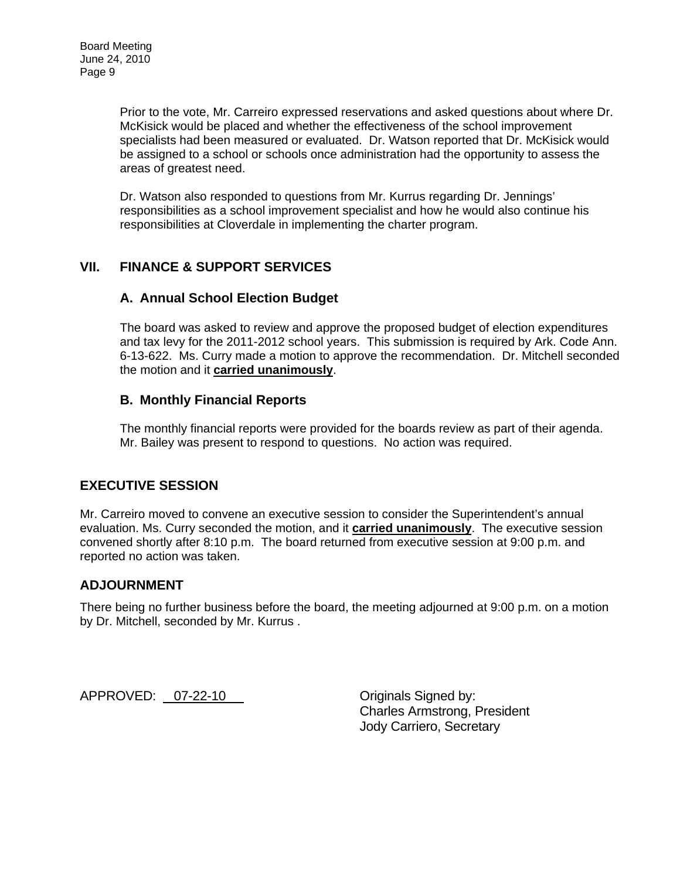Prior to the vote, Mr. Carreiro expressed reservations and asked questions about where Dr. McKisick would be placed and whether the effectiveness of the school improvement specialists had been measured or evaluated. Dr. Watson reported that Dr. McKisick would be assigned to a school or schools once administration had the opportunity to assess the areas of greatest need.

Dr. Watson also responded to questions from Mr. Kurrus regarding Dr. Jennings' responsibilities as a school improvement specialist and how he would also continue his responsibilities at Cloverdale in implementing the charter program.

## VII. FINANCE & SUPPORT SERVICES

### A. Annual School Election Budget

The board was asked to review and approve the proposed budget of election expenditures and tax levy for the 2011-2012 school years. This submission is required by Ark. Code Ann. 6-13-622. Ms. Curry made a motion to approve the recommendation. Dr. Mitchell seconded the motion and it **carried unanimously**.

### B. Monthly Financial Reports

The monthly financial reports were provided for the boards review as part of their agenda. Mr. Bailey was present to respond to questions. No action was required.

## EXECUTIVE SESSION

Mr. Carreiro moved to convene an executive session to consider the Superintendent's annual evaluation. Ms. Curry seconded the motion, and it **carried unanimously**. The executive session convened shortly after 8:10 p.m. The board returned from executive session at 9:00 p.m. and reported no action was taken.

## ADJOURNMENT

There being no further business before the board, the meeting adjourned at 9:00 p.m. on a motion by Dr. Mitchell, seconded by Mr. Kurrus .

APPROVED: 07-22-10

Originals Signed by:
Charles Armstrong, President
Jody Carriero, Secretary